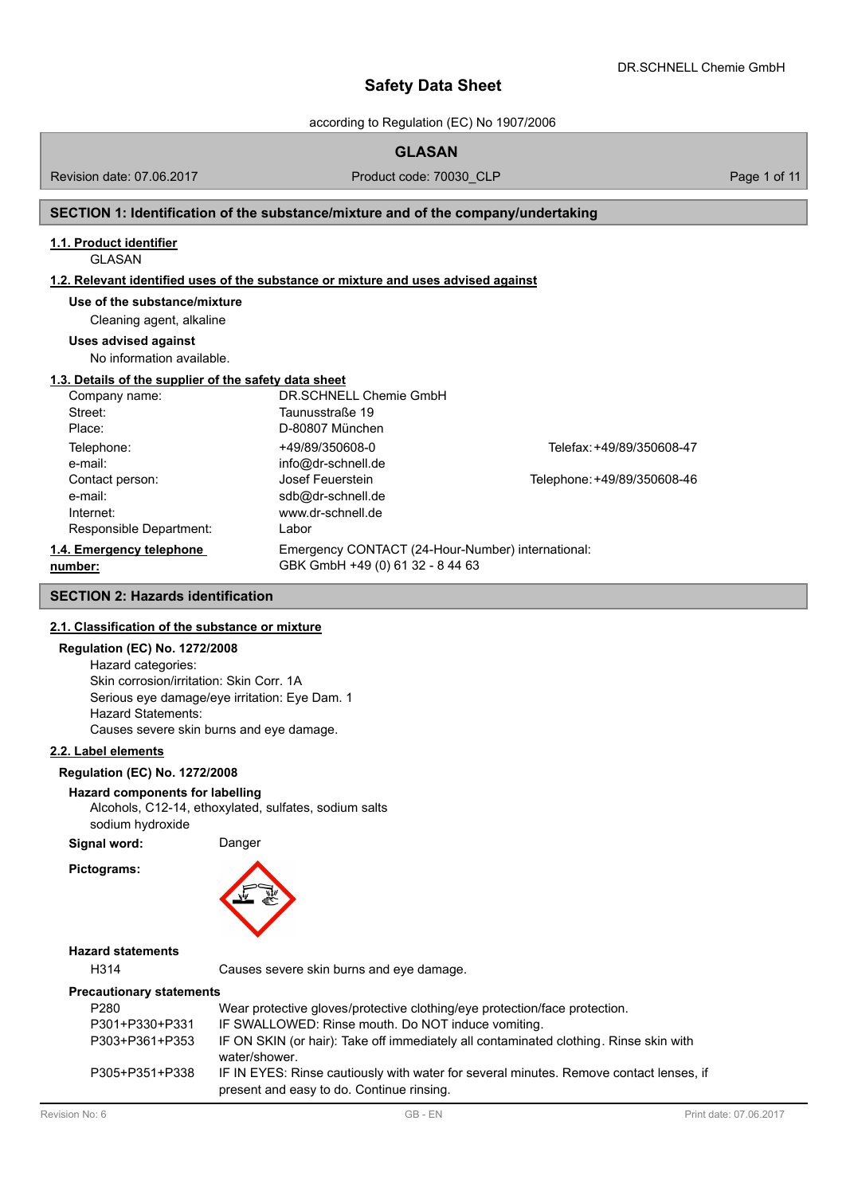# Safety Data Sheet

according to Regulation (EC) No 1907/2006

## GLASAN

Revision date: 07.06.2017 | Product code: 70030_CLP

## SECTION 1: Identification of the substance/mixture and of the company/undertaking

### 1.1. Product identifier

GLASAN

### 1.2. Relevant identified uses of the substance or mixture and uses advised against

**Use of the substance/mixture**

Cleaning agent, alkaline

**Uses advised against**

No information available.

### 1.3. Details of the supplier of the safety data sheet

| | | |
|---|---|---|
| Company name: | DR.SCHNELL Chemie GmbH | |
| Street: | Taunusstraße 19 | |
| Place: | D-80807 München | |
| Telephone: | +49/89/350608-0 | Telefax: +49/89/350608-47 |
| e-mail: | info@dr-schnell.de | |
| Contact person: | Josef Feuerstein | Telephone: +49/89/350608-46 |
| e-mail: | sdb@dr-schnell.de | |
| Internet: | www.dr-schnell.de | |
| Responsible Department: | Labor | |

### 1.4. Emergency telephone number:

Emergency CONTACT (24-Hour-Number) international:
GBK GmbH +49 (0) 61 32 - 8 44 63

## SECTION 2: Hazards identification

### 2.1. Classification of the substance or mixture

**Regulation (EC) No. 1272/2008**

Hazard categories:
Skin corrosion/irritation: Skin Corr. 1A
Serious eye damage/eye irritation: Eye Dam. 1
Hazard Statements:
Causes severe skin burns and eye damage.

### 2.2. Label elements

**Regulation (EC) No. 1272/2008**

**Hazard components for labelling**

Alcohols, C12-14, ethoxylated, sulfates, sodium salts
sodium hydroxide

**Signal word:** Danger

**Pictograms:**

**Hazard statements**

| | |
|---|---|
| H314 | Causes severe skin burns and eye damage. |

**Precautionary statements**

| | |
|---|---|
| P280 | Wear protective gloves/protective clothing/eye protection/face protection. |
| P301+P330+P331 | IF SWALLOWED: Rinse mouth. Do NOT induce vomiting. |
| P303+P361+P353 | IF ON SKIN (or hair): Take off immediately all contaminated clothing. Rinse skin with water/shower. |
| P305+P351+P338 | IF IN EYES: Rinse cautiously with water for several minutes. Remove contact lenses, if present and easy to do. Continue rinsing. |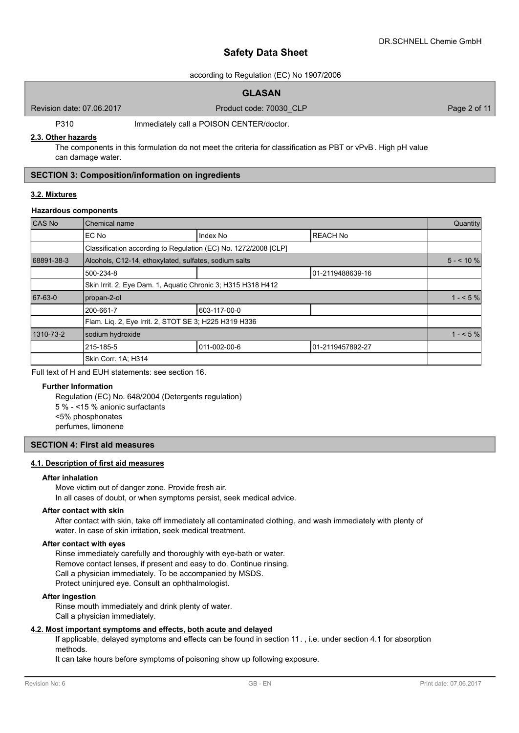P310 Immediately call a POISON CENTER/doctor.

### 2.3. Other hazards

The components in this formulation do not meet the criteria for classification as PBT or vPvB . High pH value can damage water.

## SECTION 3: Composition/information on ingredients

### 3.2. Mixtures

#### Hazardous components

| CAS No | Chemical name | | | Quantity |
|---|---|---|---|---|
| | EC No | Index No | REACH No | |
| | Classification according to Regulation (EC) No. 1272/2008 [CLP] | | | |
| 68891-38-3 | Alcohols, C12-14, ethoxylated, sulfates, sodium salts | | | 5 - < 10 % |
| | 500-234-8 | | 01-2119488639-16 | |
| | Skin Irrit. 2, Eye Dam. 1, Aquatic Chronic 3; H315 H318 H412 | | | |
| 67-63-0 | propan-2-ol | | | 1 - < 5 % |
| | 200-661-7 | 603-117-00-0 | | |
| | Flam. Liq. 2, Eye Irrit. 2, STOT SE 3; H225 H319 H336 | | | |
| 1310-73-2 | sodium hydroxide | | | 1 - < 5 % |
| | 215-185-5 | 011-002-00-6 | 01-2119457892-27 | |
| | Skin Corr. 1A; H314 | | | |

Full text of H and EUH statements: see section 16.

#### Further Information

Regulation (EC) No. 648/2004 (Detergents regulation)
5 % - <15 % anionic surfactants
<5% phosphonates
perfumes, limonene

## SECTION 4: First aid measures

### 4.1. Description of first aid measures

#### After inhalation

Move victim out of danger zone. Provide fresh air.
In all cases of doubt, or when symptoms persist, seek medical advice.

#### After contact with skin

After contact with skin, take off immediately all contaminated clothing, and wash immediately with plenty of water. In case of skin irritation, seek medical treatment.

#### After contact with eyes

Rinse immediately carefully and thoroughly with eye-bath or water.
Remove contact lenses, if present and easy to do. Continue rinsing.
Call a physician immediately. To be accompanied by MSDS.
Protect uninjured eye. Consult an ophthalmologist.

#### After ingestion

Rinse mouth immediately and drink plenty of water.
Call a physician immediately.

### 4.2. Most important symptoms and effects, both acute and delayed

If applicable, delayed symptoms and effects can be found in section 11. , i.e. under section 4.1 for absorption methods.
It can take hours before symptoms of poisoning show up following exposure.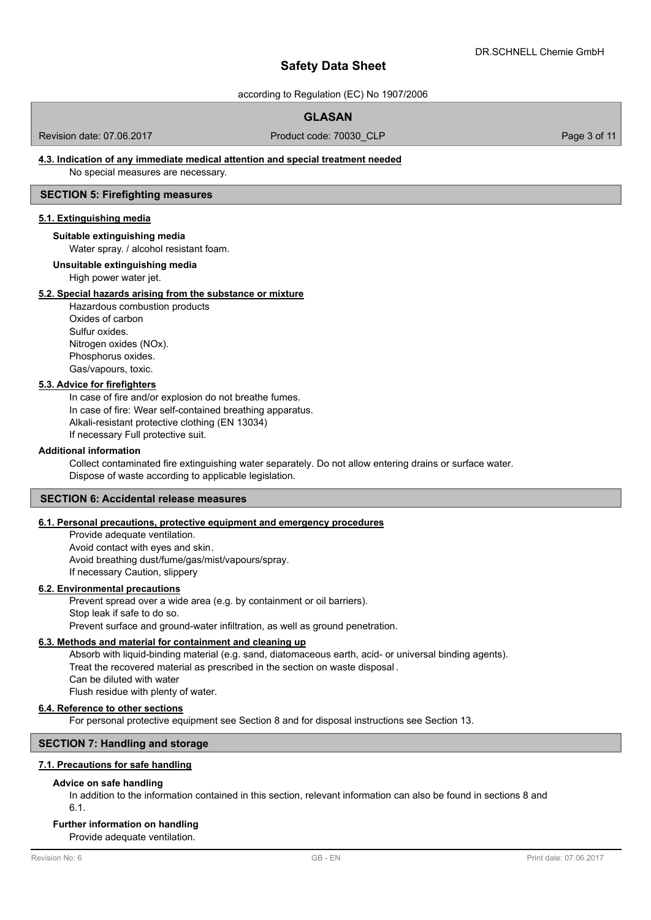#### 4.3. Indication of any immediate medical attention and special treatment needed

No special measures are necessary.

## SECTION 5: Firefighting measures

### 5.1. Extinguishing media

**Suitable extinguishing media**

Water spray. / alcohol resistant foam.

**Unsuitable extinguishing media**

High power water jet.

### 5.2. Special hazards arising from the substance or mixture

Hazardous combustion products
Oxides of carbon
Sulfur oxides.
Nitrogen oxides (NOx).
Phosphorus oxides.
Gas/vapours, toxic.

### 5.3. Advice for firefighters

In case of fire and/or explosion do not breathe fumes.
In case of fire: Wear self-contained breathing apparatus.
Alkali-resistant protective clothing (EN 13034)
If necessary Full protective suit.

**Additional information**

Collect contaminated fire extinguishing water separately. Do not allow entering drains or surface water.
Dispose of waste according to applicable legislation.

## SECTION 6: Accidental release measures

### 6.1. Personal precautions, protective equipment and emergency procedures

Provide adequate ventilation.
Avoid contact with eyes and skin.
Avoid breathing dust/fume/gas/mist/vapours/spray.
If necessary Caution, slippery

### 6.2. Environmental precautions

Prevent spread over a wide area (e.g. by containment or oil barriers).
Stop leak if safe to do so.
Prevent surface and ground-water infiltration, as well as ground penetration.

### 6.3. Methods and material for containment and cleaning up

Absorb with liquid-binding material (e.g. sand, diatomaceous earth, acid- or universal binding agents).
Treat the recovered material as prescribed in the section on waste disposal.
Can be diluted with water
Flush residue with plenty of water.

### 6.4. Reference to other sections

For personal protective equipment see Section 8 and for disposal instructions see Section 13.

## SECTION 7: Handling and storage

### 7.1. Precautions for safe handling

**Advice on safe handling**

In addition to the information contained in this section, relevant information can also be found in sections 8 and 6.1.

**Further information on handling**

Provide adequate ventilation.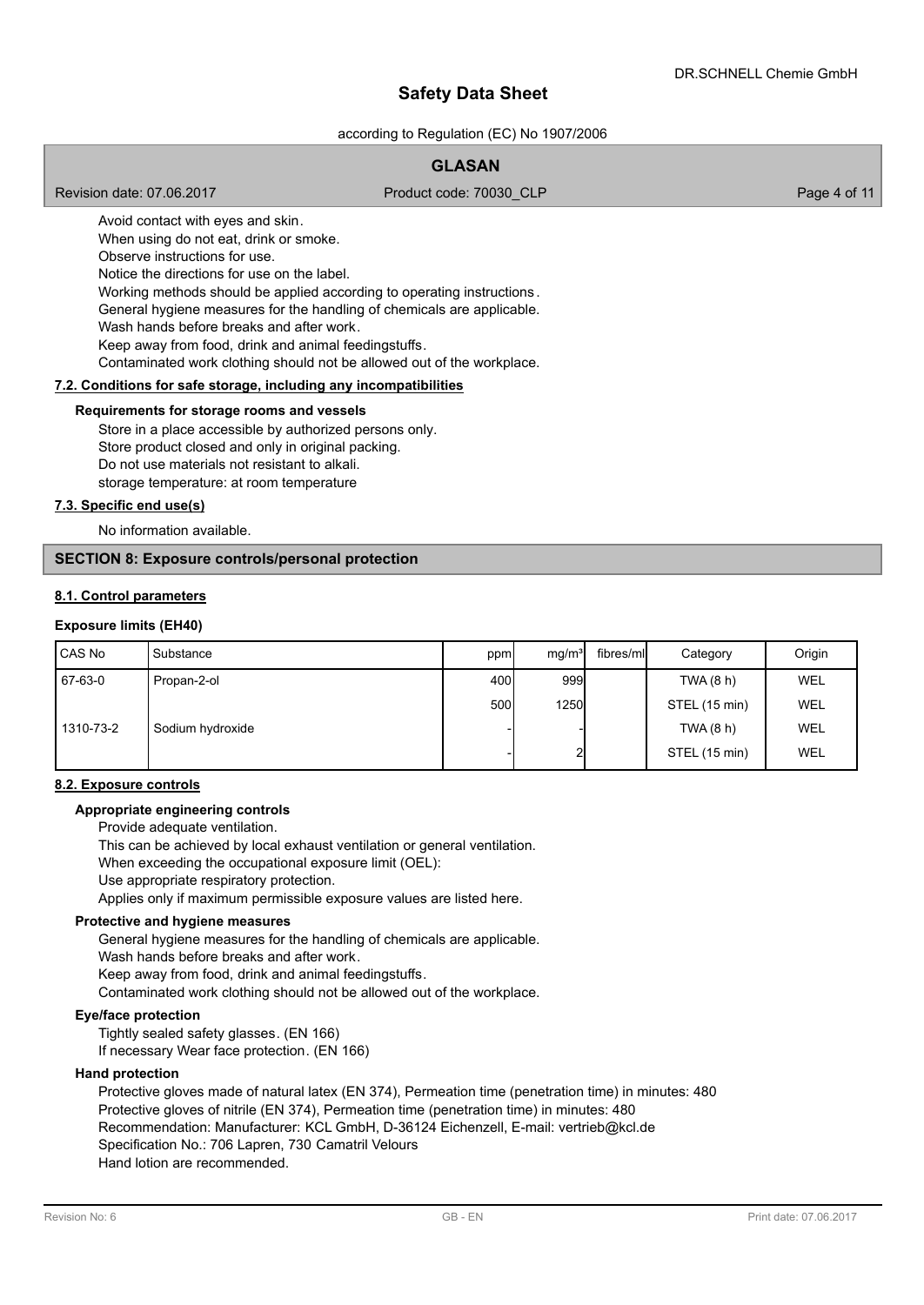Avoid contact with eyes and skin.
When using do not eat, drink or smoke.
Observe instructions for use.
Notice the directions for use on the label.
Working methods should be applied according to operating instructions.
General hygiene measures for the handling of chemicals are applicable.
Wash hands before breaks and after work.
Keep away from food, drink and animal feedingstuffs.
Contaminated work clothing should not be allowed out of the workplace.

### 7.2. Conditions for safe storage, including any incompatibilities

**Requirements for storage rooms and vessels**

Store in a place accessible by authorized persons only.
Store product closed and only in original packing.
Do not use materials not resistant to alkali.
storage temperature: at room temperature

### 7.3. Specific end use(s)

No information available.

## SECTION 8: Exposure controls/personal protection

### 8.1. Control parameters

**Exposure limits (EH40)**

| CAS No | Substance | ppm | mg/m³ | fibres/ml | Category | Origin |
|---|---|---|---|---|---|---|
| 67-63-0 | Propan-2-ol | 400 | 999 | | TWA (8 h) | WEL |
| | | 500 | 1250 | | STEL (15 min) | WEL |
| 1310-73-2 | Sodium hydroxide | - | - | | TWA (8 h) | WEL |
| | | - | 2 | | STEL (15 min) | WEL |

### 8.2. Exposure controls

**Appropriate engineering controls**

Provide adequate ventilation.
This can be achieved by local exhaust ventilation or general ventilation.
When exceeding the occupational exposure limit (OEL):
Use appropriate respiratory protection.
Applies only if maximum permissible exposure values are listed here.

**Protective and hygiene measures**

General hygiene measures for the handling of chemicals are applicable.
Wash hands before breaks and after work.
Keep away from food, drink and animal feedingstuffs.
Contaminated work clothing should not be allowed out of the workplace.

**Eye/face protection**

Tightly sealed safety glasses. (EN 166)
If necessary Wear face protection. (EN 166)

**Hand protection**

Protective gloves made of natural latex (EN 374), Permeation time (penetration time) in minutes: 480
Protective gloves of nitrile (EN 374), Permeation time (penetration time) in minutes: 480
Recommendation: Manufacturer: KCL GmbH, D-36124 Eichenzell, E-mail: vertrieb@kcl.de
Specification No.: 706 Lapren, 730 Camatril Velours
Hand lotion are recommended.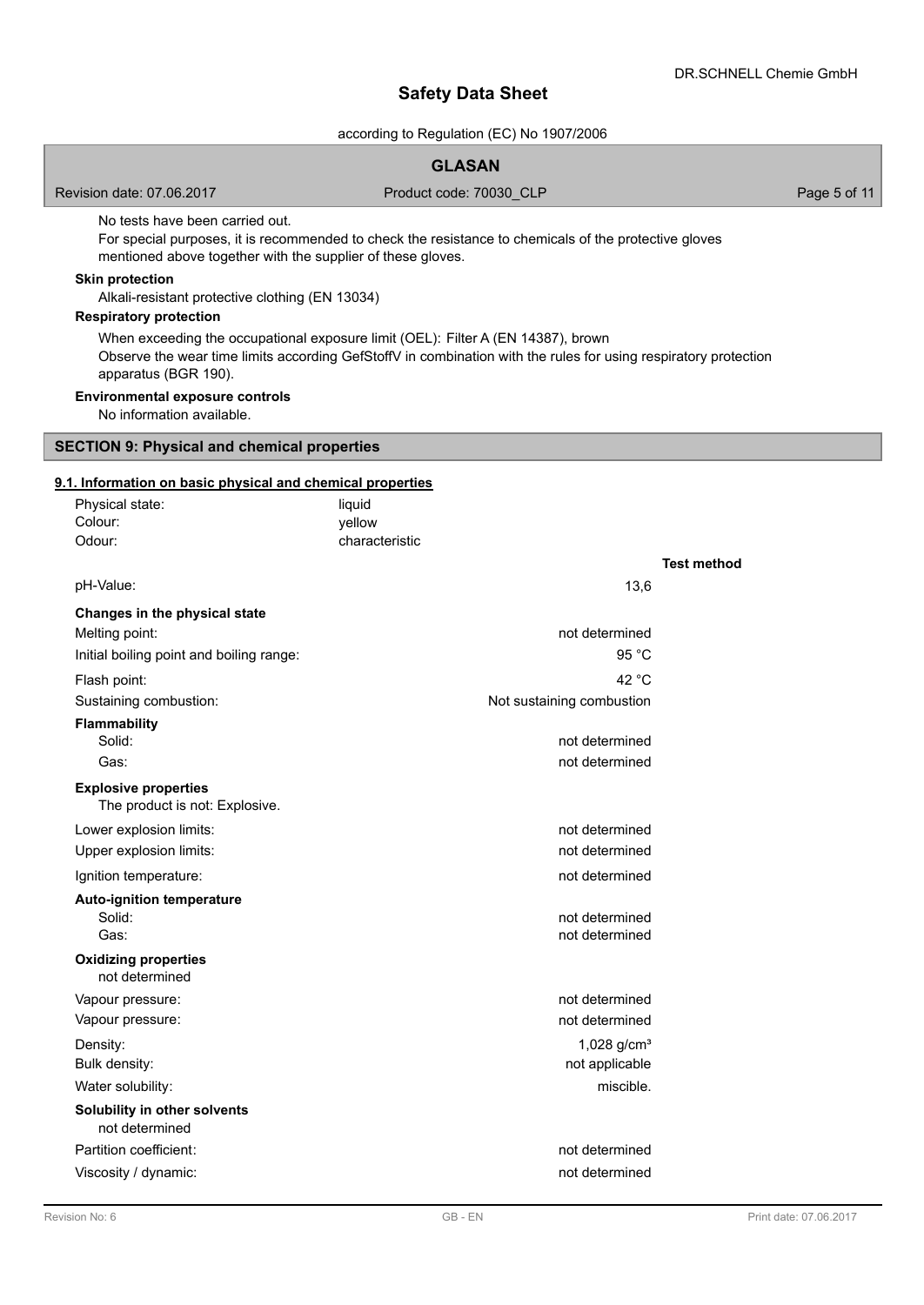No tests have been carried out.

For special purposes, it is recommended to check the resistance to chemicals of the protective gloves mentioned above together with the supplier of these gloves.

**Skin protection**

Alkali-resistant protective clothing (EN 13034)

**Respiratory protection**

When exceeding the occupational exposure limit (OEL): Filter A (EN 14387), brown

Observe the wear time limits according GefStoffV in combination with the rules for using respiratory protection apparatus (BGR 190).

**Environmental exposure controls**

No information available.

## SECTION 9: Physical and chemical properties

### 9.1. Information on basic physical and chemical properties

| | | |
|---|---|---|
| Physical state: | liquid | |
| Colour: | yellow | |
| Odour: | characteristic | |
| | | **Test method** |
| pH-Value: | 13,6 | |
| **Changes in the physical state** | | |
| Melting point: | not determined | |
| Initial boiling point and boiling range: | 95 °C | |
| Flash point: | 42 °C | |
| Sustaining combustion: | Not sustaining combustion | |
| **Flammability** | | |
| Solid: | not determined | |
| Gas: | not determined | |
| **Explosive properties** | | |
| The product is not: Explosive. | | |
| Lower explosion limits: | not determined | |
| Upper explosion limits: | not determined | |
| Ignition temperature: | not determined | |
| **Auto-ignition temperature** | | |
| Solid: | not determined | |
| Gas: | not determined | |
| **Oxidizing properties** | | |
| not determined | | |
| Vapour pressure: | not determined | |
| Vapour pressure: | not determined | |
| Density: | 1,028 g/cm³ | |
| Bulk density: | not applicable | |
| Water solubility: | miscible. | |
| **Solubility in other solvents** | | |
| not determined | | |
| Partition coefficient: | not determined | |
| Viscosity / dynamic: | not determined | |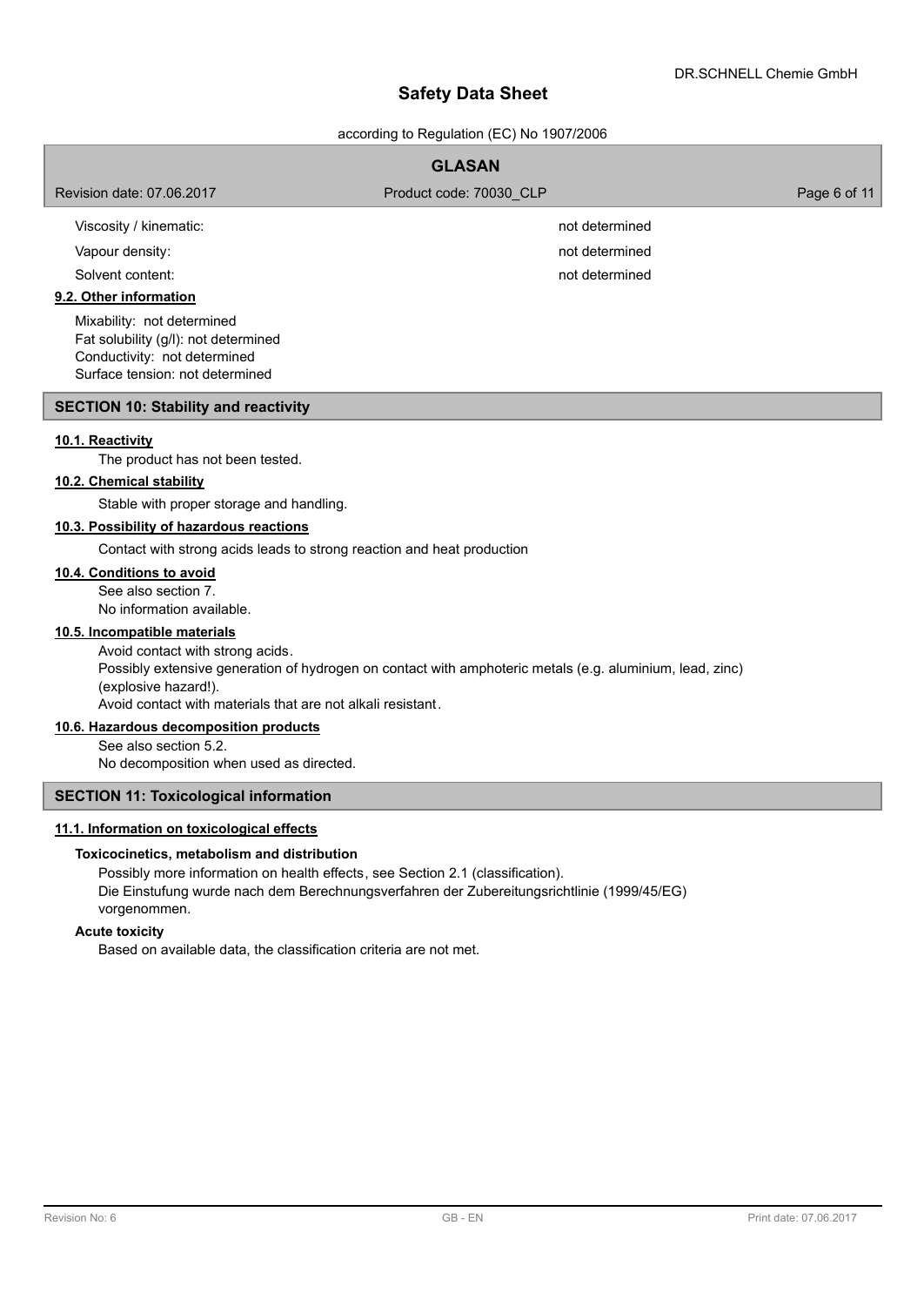| | |
|---|---|
| Viscosity / kinematic: | not determined |
| Vapour density: | not determined |
| Solvent content: | not determined |

**9.2. Other information**

Mixability: not determined
Fat solubility (g/l): not determined
Conductivity: not determined
Surface tension: not determined

## SECTION 10: Stability and reactivity

**10.1. Reactivity**

The product has not been tested.

**10.2. Chemical stability**

Stable with proper storage and handling.

**10.3. Possibility of hazardous reactions**

Contact with strong acids leads to strong reaction and heat production

**10.4. Conditions to avoid**

See also section 7.
No information available.

**10.5. Incompatible materials**

Avoid contact with strong acids.
Possibly extensive generation of hydrogen on contact with amphoteric metals (e.g. aluminium, lead, zinc) (explosive hazard!).
Avoid contact with materials that are not alkali resistant.

**10.6. Hazardous decomposition products**

See also section 5.2.
No decomposition when used as directed.

## SECTION 11: Toxicological information

**11.1. Information on toxicological effects**

**Toxicocinetics, metabolism and distribution**

Possibly more information on health effects, see Section 2.1 (classification).
Die Einstufung wurde nach dem Berechnungsverfahren der Zubereitungsrichtlinie (1999/45/EG) vorgenommen.

**Acute toxicity**

Based on available data, the classification criteria are not met.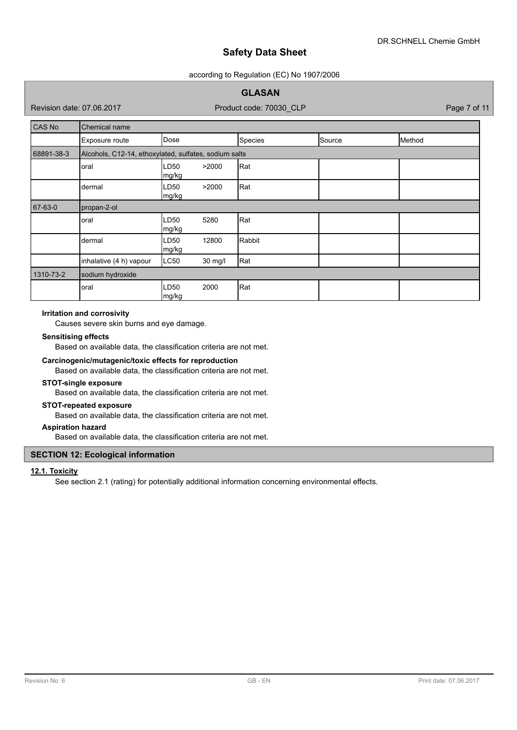| CAS No | Chemical name | | | | |
|---|---|---|---|---|---|
| | Exposure route | Dose | Species | Source | Method |
| 68891-38-3 | Alcohols, C12-14, ethoxylated, sulfates, sodium salts | | | | |
| | oral | LD50 >2000 mg/kg | Rat | | |
| | dermal | LD50 >2000 mg/kg | Rat | | |
| 67-63-0 | propan-2-ol | | | | |
| | oral | LD50 5280 mg/kg | Rat | | |
| | dermal | LD50 12800 mg/kg | Rabbit | | |
| | inhalative (4 h) vapour | LC50 30 mg/l | Rat | | |
| 1310-73-2 | sodium hydroxide | | | | |
| | oral | LD50 2000 mg/kg | Rat | | |

**Irritation and corrosivity**

Causes severe skin burns and eye damage.

**Sensitising effects**

Based on available data, the classification criteria are not met.

**Carcinogenic/mutagenic/toxic effects for reproduction**

Based on available data, the classification criteria are not met.

**STOT-single exposure**

Based on available data, the classification criteria are not met.

**STOT-repeated exposure**

Based on available data, the classification criteria are not met.

**Aspiration hazard**

Based on available data, the classification criteria are not met.

## SECTION 12: Ecological information

### 12.1. Toxicity

See section 2.1 (rating) for potentially additional information concerning environmental effects.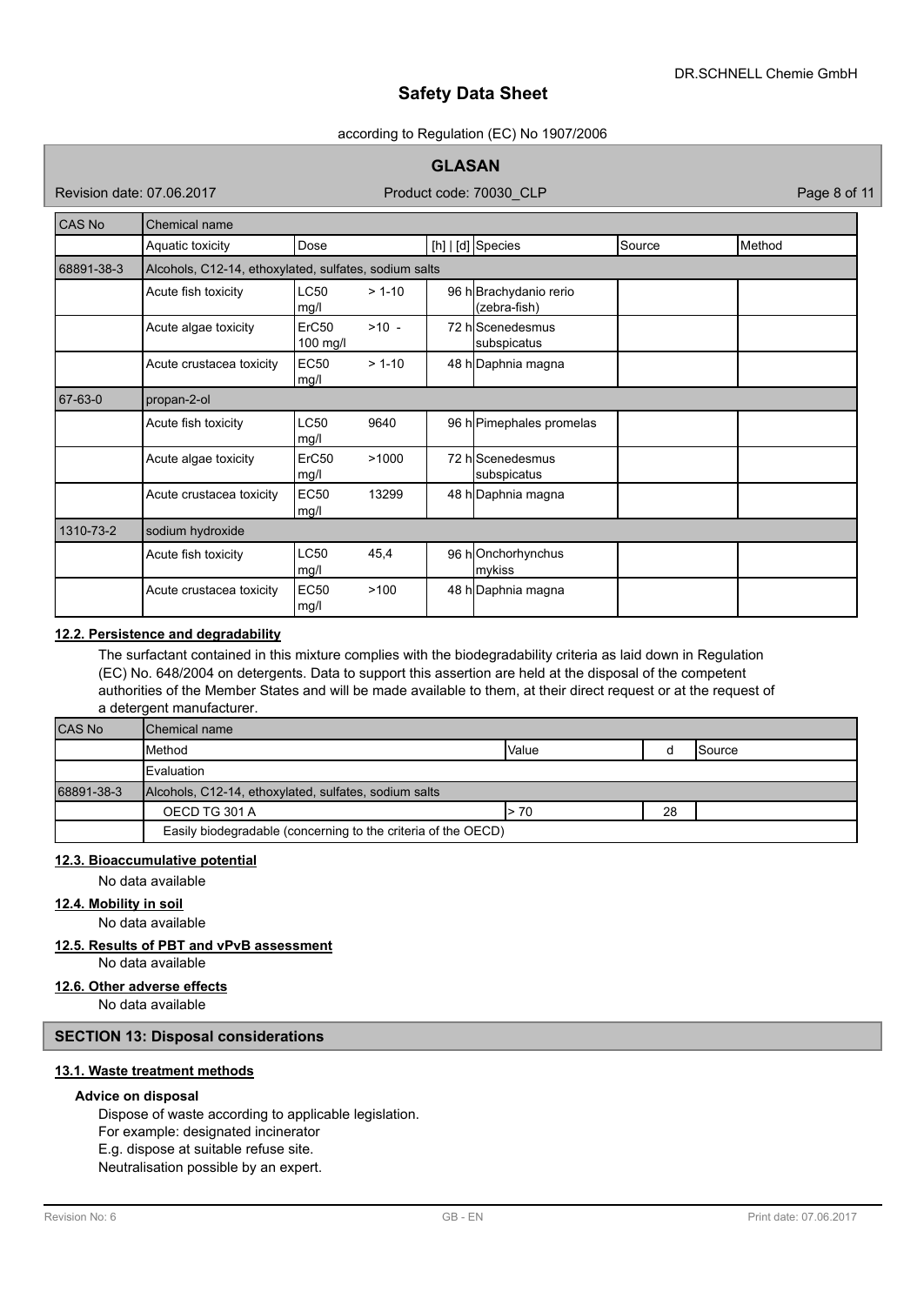| CAS No | Chemical name | | | | |
|---|---|---|---|---|---|
| | Aquatic toxicity | Dose | [h] \| [d] Species | Source | Method |
| 68891-38-3 | Alcohols, C12-14, ethoxylated, sulfates, sodium salts | | | | |
| | Acute fish toxicity | LC50 > 1-10 mg/l | 96 h Brachydanio rerio (zebra-fish) | | |
| | Acute algae toxicity | ErC50 >10 - 100 mg/l | 72 h Scenedesmus subspicatus | | |
| | Acute crustacea toxicity | EC50 > 1-10 mg/l | 48 h Daphnia magna | | |
| 67-63-0 | propan-2-ol | | | | |
| | Acute fish toxicity | LC50 9640 mg/l | 96 h Pimephales promelas | | |
| | Acute algae toxicity | ErC50 >1000 mg/l | 72 h Scenedesmus subspicatus | | |
| | Acute crustacea toxicity | EC50 13299 mg/l | 48 h Daphnia magna | | |
| 1310-73-2 | sodium hydroxide | | | | |
| | Acute fish toxicity | LC50 45,4 mg/l | 96 h Onchorhynchus mykiss | | |
| | Acute crustacea toxicity | EC50 >100 mg/l | 48 h Daphnia magna | | |

**12.2. Persistence and degradability**

The surfactant contained in this mixture complies with the biodegradability criteria as laid down in Regulation (EC) No. 648/2004 on detergents. Data to support this assertion are held at the disposal of the competent authorities of the Member States and will be made available to them, at their direct request or at the request of a detergent manufacturer.

| CAS No | Chemical name | | | |
|---|---|---|---|---|
| | Method | Value | d | Source |
| | Evaluation | | | |
| 68891-38-3 | Alcohols, C12-14, ethoxylated, sulfates, sodium salts | | | |
| | OECD TG 301 A | > 70 | 28 | |
| | Easily biodegradable (concerning to the criteria of the OECD) | | | |

**12.3. Bioaccumulative potential**

No data available

**12.4. Mobility in soil**

No data available

**12.5. Results of PBT and vPvB assessment**

No data available

**12.6. Other adverse effects**

No data available

## SECTION 13: Disposal considerations

**13.1. Waste treatment methods**

**Advice on disposal**

Dispose of waste according to applicable legislation.
For example: designated incinerator
E.g. dispose at suitable refuse site.
Neutralisation possible by an expert.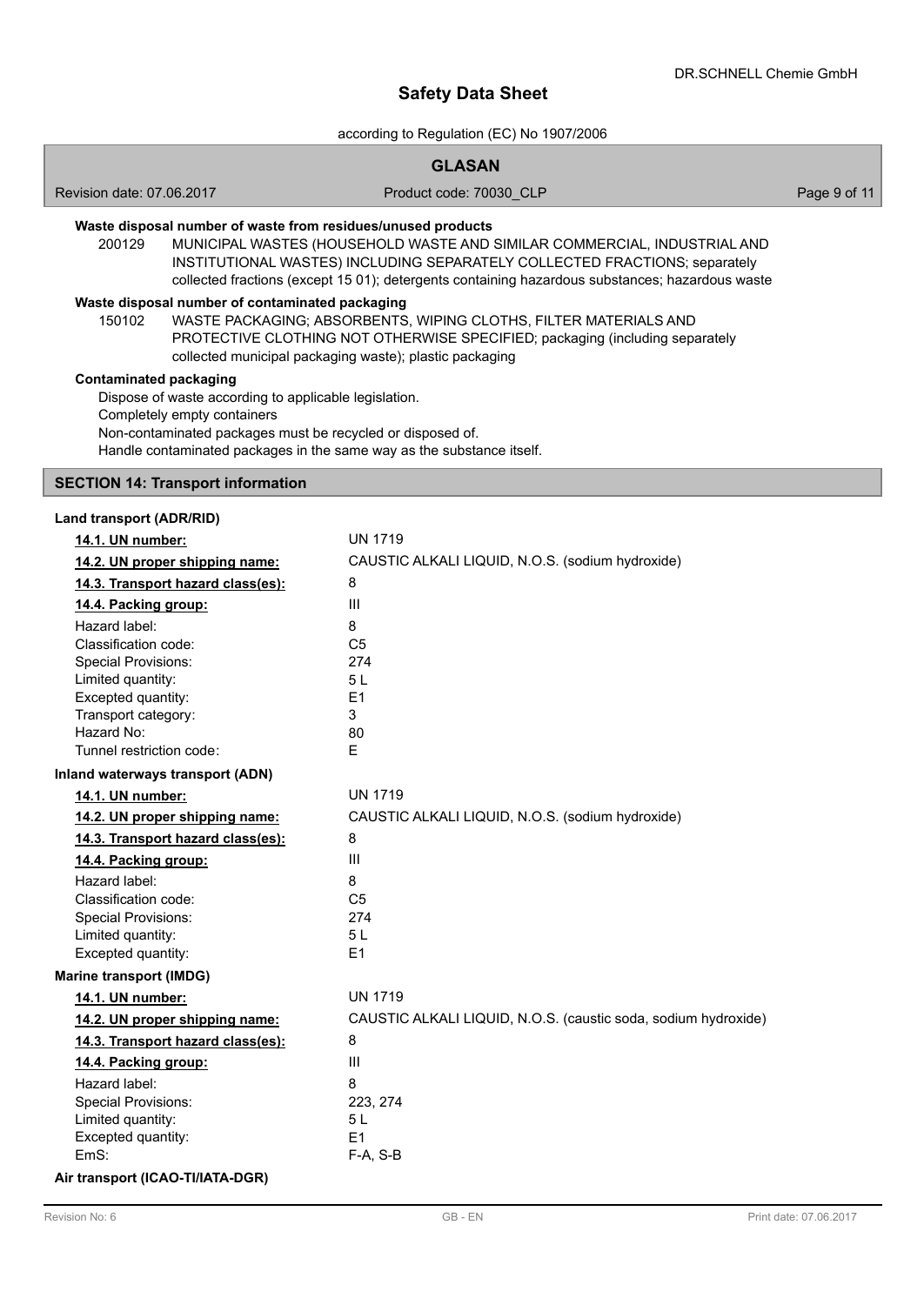**Waste disposal number of waste from residues/unused products**

200129 MUNICIPAL WASTES (HOUSEHOLD WASTE AND SIMILAR COMMERCIAL, INDUSTRIAL AND INSTITUTIONAL WASTES) INCLUDING SEPARATELY COLLECTED FRACTIONS; separately collected fractions (except 15 01); detergents containing hazardous substances; hazardous waste

**Waste disposal number of contaminated packaging**

150102 WASTE PACKAGING; ABSORBENTS, WIPING CLOTHS, FILTER MATERIALS AND PROTECTIVE CLOTHING NOT OTHERWISE SPECIFIED; packaging (including separately collected municipal packaging waste); plastic packaging

**Contaminated packaging**

Dispose of waste according to applicable legislation.
Completely empty containers
Non-contaminated packages must be recycled or disposed of.
Handle contaminated packages in the same way as the substance itself.

## SECTION 14: Transport information

**Land transport (ADR/RID)**

| | |
|---|---|
| **14.1. UN number:** | UN 1719 |
| **14.2. UN proper shipping name:** | CAUSTIC ALKALI LIQUID, N.O.S. (sodium hydroxide) |
| **14.3. Transport hazard class(es):** | 8 |
| **14.4. Packing group:** | III |
| Hazard label: | 8 |
| Classification code: | C5 |
| Special Provisions: | 274 |
| Limited quantity: | 5 L |
| Excepted quantity: | E1 |
| Transport category: | 3 |
| Hazard No: | 80 |
| Tunnel restriction code: | E |

**Inland waterways transport (ADN)**

| | |
|---|---|
| **14.1. UN number:** | UN 1719 |
| **14.2. UN proper shipping name:** | CAUSTIC ALKALI LIQUID, N.O.S. (sodium hydroxide) |
| **14.3. Transport hazard class(es):** | 8 |
| **14.4. Packing group:** | III |
| Hazard label: | 8 |
| Classification code: | C5 |
| Special Provisions: | 274 |
| Limited quantity: | 5 L |
| Excepted quantity: | E1 |

**Marine transport (IMDG)**

| | |
|---|---|
| **14.1. UN number:** | UN 1719 |
| **14.2. UN proper shipping name:** | CAUSTIC ALKALI LIQUID, N.O.S. (caustic soda, sodium hydroxide) |
| **14.3. Transport hazard class(es):** | 8 |
| **14.4. Packing group:** | III |
| Hazard label: | 8 |
| Special Provisions: | 223, 274 |
| Limited quantity: | 5 L |
| Excepted quantity: | E1 |
| EmS: | F-A, S-B |

**Air transport (ICAO-TI/IATA-DGR)**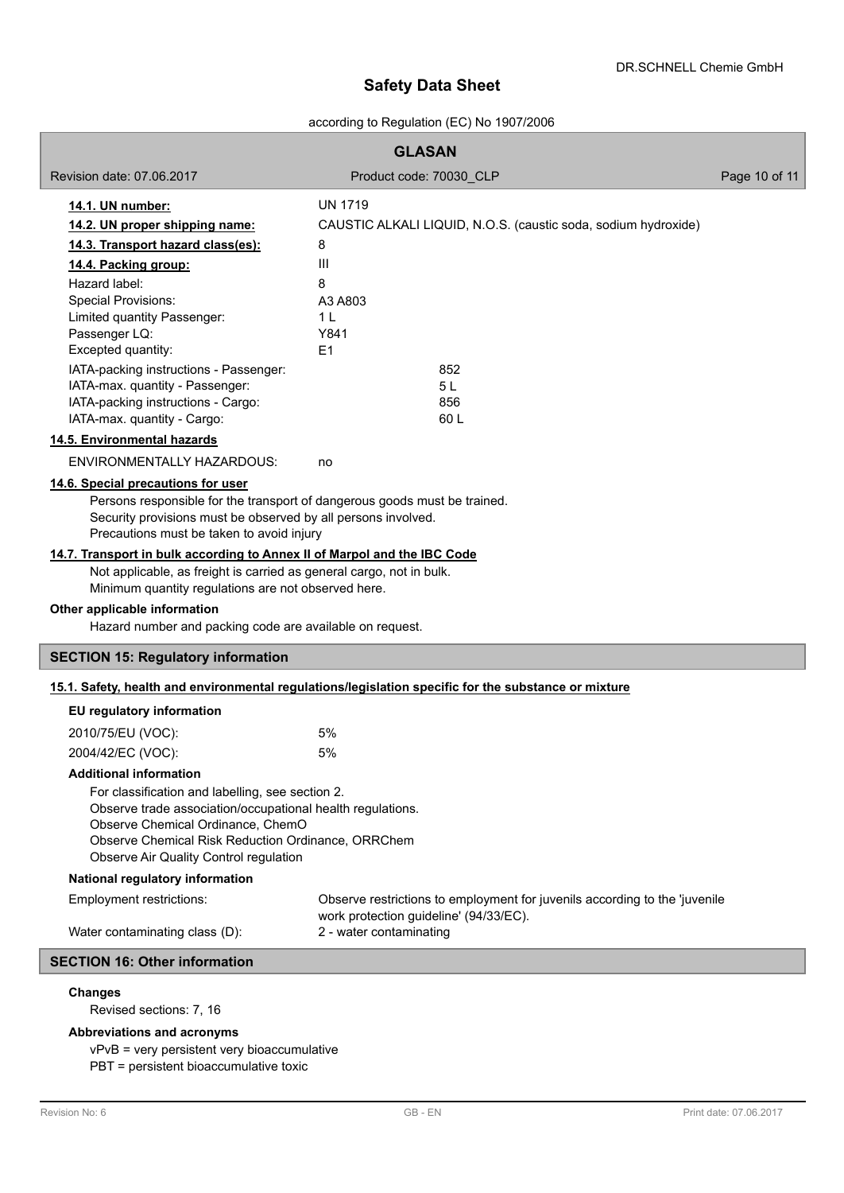**14.1. UN number:** UN 1719

**14.2. UN proper shipping name:** CAUSTIC ALKALI LIQUID, N.O.S. (caustic soda, sodium hydroxide)

**14.3. Transport hazard class(es):** 8

**14.4. Packing group:** III

| | |
|---|---|
| Hazard label: | 8 |
| Special Provisions: | A3 A803 |
| Limited quantity Passenger: | 1 L |
| Passenger LQ: | Y841 |
| Excepted quantity: | E1 |
| IATA-packing instructions - Passenger: | 852 |
| IATA-max. quantity - Passenger: | 5 L |
| IATA-packing instructions - Cargo: | 856 |
| IATA-max. quantity - Cargo: | 60 L |

**14.5. Environmental hazards**

ENVIRONMENTALLY HAZARDOUS: no

**14.6. Special precautions for user**

Persons responsible for the transport of dangerous goods must be trained.
Security provisions must be observed by all persons involved.
Precautions must be taken to avoid injury

**14.7. Transport in bulk according to Annex II of Marpol and the IBC Code**

Not applicable, as freight is carried as general cargo, not in bulk.
Minimum quantity regulations are not observed here.

**Other applicable information**

Hazard number and packing code are available on request.

## SECTION 15: Regulatory information

**15.1. Safety, health and environmental regulations/legislation specific for the substance or mixture**

**EU regulatory information**

| | |
|---|---|
| 2010/75/EU (VOC): | 5% |
| 2004/42/EC (VOC): | 5% |

**Additional information**

For classification and labelling, see section 2.
Observe trade association/occupational health regulations.
Observe Chemical Ordinance, ChemO
Observe Chemical Risk Reduction Ordinance, ORRChem
Observe Air Quality Control regulation

**National regulatory information**

| | |
|---|---|
| Employment restrictions: | Observe restrictions to employment for juvenils according to the 'juvenile work protection guideline' (94/33/EC). |
| Water contaminating class (D): | 2 - water contaminating |

## SECTION 16: Other information

**Changes**

Revised sections: 7, 16

**Abbreviations and acronyms**

vPvB = very persistent very bioaccumulative
PBT = persistent bioaccumulative toxic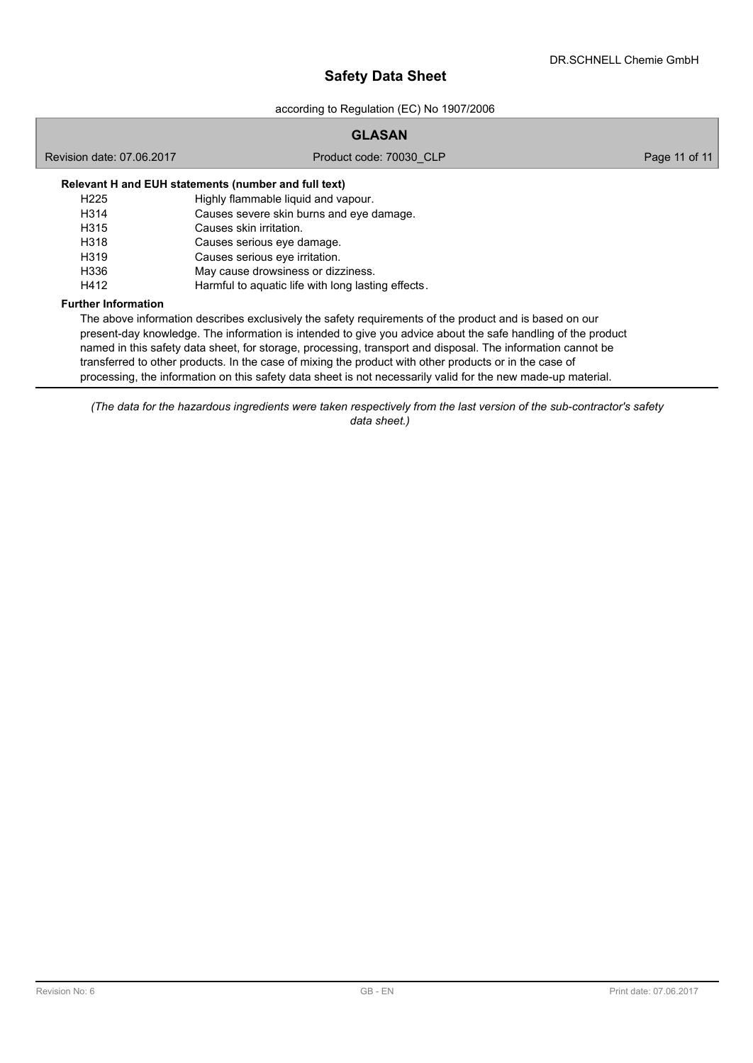**Relevant H and EUH statements (number and full text)**

| | |
|---|---|
| H225 | Highly flammable liquid and vapour. |
| H314 | Causes severe skin burns and eye damage. |
| H315 | Causes skin irritation. |
| H318 | Causes serious eye damage. |
| H319 | Causes serious eye irritation. |
| H336 | May cause drowsiness or dizziness. |
| H412 | Harmful to aquatic life with long lasting effects. |

**Further Information**

The above information describes exclusively the safety requirements of the product and is based on our present-day knowledge. The information is intended to give you advice about the safe handling of the product named in this safety data sheet, for storage, processing, transport and disposal. The information cannot be transferred to other products. In the case of mixing the product with other products or in the case of processing, the information on this safety data sheet is not necessarily valid for the new made-up material.

*(The data for the hazardous ingredients were taken respectively from the last version of the sub-contractor's safety data sheet.)*